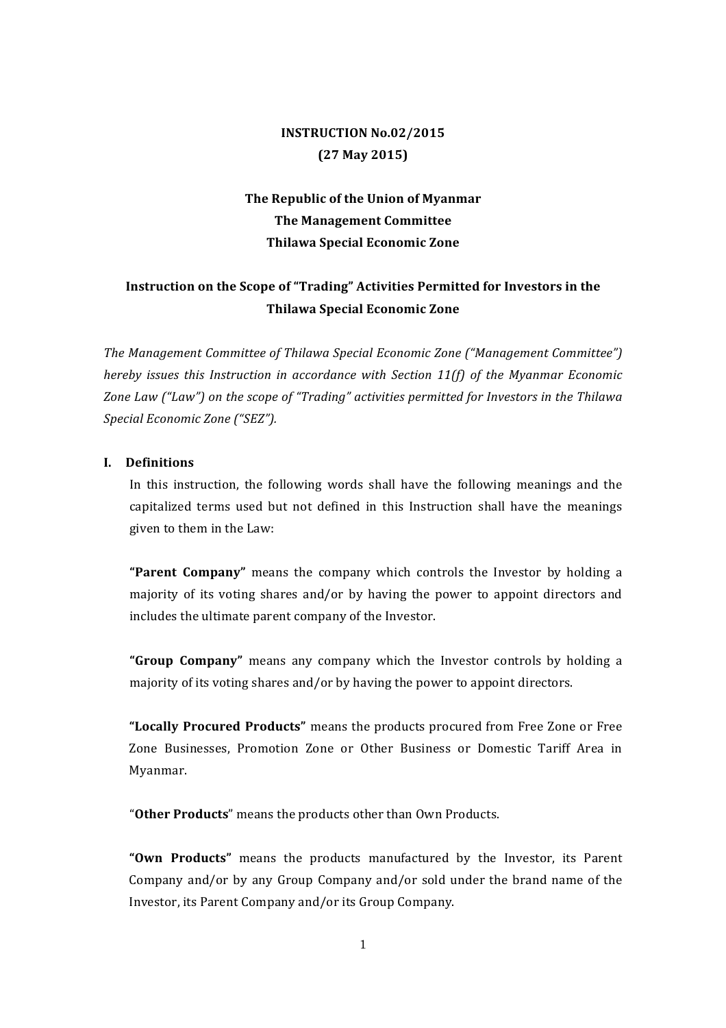**INSTRUCTION No.02/2015**

**(27 May 2015)**

**The Republic of the Union of Myanmar**

**The Management Committee**

**Thilawa Special Economic Zone**

# Instruction on the Scope of "Trading" Activities Permitted for Investors in the Thilawa Special Economic Zone

*The Management Committee of Thilawa Special Economic Zone ("Management Committee") hereby issues this Instruction in accordance with Section 11(f) of the Myanmar Economic Zone Law ("Law") on the scope of "Trading" activities permitted for Investors in the Thilawa Special Economic Zone ("SEZ").*

## I. Definitions

In this instruction, the following words shall have the following meanings and the capitalized terms used but not defined in this Instruction shall have the meanings given to them in the Law:

**"Parent Company"** means the company which controls the Investor by holding a majority of its voting shares and/or by having the power to appoint directors and includes the ultimate parent company of the Investor.

**"Group Company"** means any company which the Investor controls by holding a majority of its voting shares and/or by having the power to appoint directors.

**"Locally Procured Products"** means the products procured from Free Zone or Free Zone Businesses, Promotion Zone or Other Business or Domestic Tariff Area in Myanmar.

"**Other Products**" means the products other than Own Products.

**"Own Products"** means the products manufactured by the Investor, its Parent Company and/or by any Group Company and/or sold under the brand name of the Investor, its Parent Company and/or its Group Company.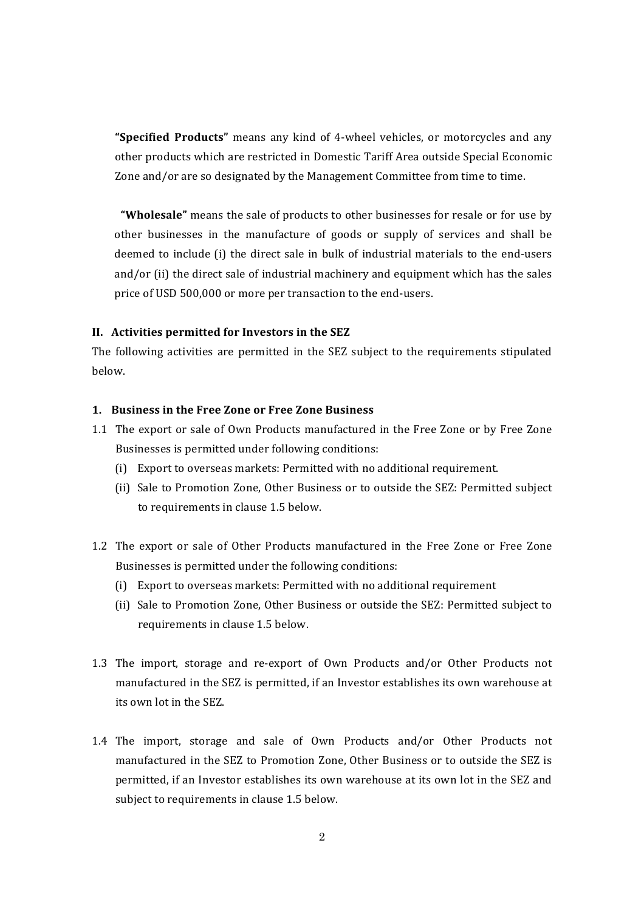**"Specified Products"** means any kind of 4-wheel vehicles, or motorcycles and any other products which are restricted in Domestic Tariff Area outside Special Economic Zone and/or are so designated by the Management Committee from time to time.

**"Wholesale"** means the sale of products to other businesses for resale or for use by other businesses in the manufacture of goods or supply of services and shall be deemed to include (i) the direct sale in bulk of industrial materials to the end-users and/or (ii) the direct sale of industrial machinery and equipment which has the sales price of USD 500,000 or more per transaction to the end-users.

## II. Activities permitted for Investors in the SEZ

The following activities are permitted in the SEZ subject to the requirements stipulated below.

### 1. Business in the Free Zone or Free Zone Business

1.1 The export or sale of Own Products manufactured in the Free Zone or by Free Zone Businesses is permitted under following conditions:

   (i) Export to overseas markets: Permitted with no additional requirement.

   (ii) Sale to Promotion Zone, Other Business or to outside the SEZ: Permitted subject to requirements in clause 1.5 below.

1.2 The export or sale of Other Products manufactured in the Free Zone or Free Zone Businesses is permitted under the following conditions:

   (i) Export to overseas markets: Permitted with no additional requirement

   (ii) Sale to Promotion Zone, Other Business or outside the SEZ: Permitted subject to requirements in clause 1.5 below.

1.3 The import, storage and re-export of Own Products and/or Other Products not manufactured in the SEZ is permitted, if an Investor establishes its own warehouse at its own lot in the SEZ.

1.4 The import, storage and sale of Own Products and/or Other Products not manufactured in the SEZ to Promotion Zone, Other Business or to outside the SEZ is permitted, if an Investor establishes its own warehouse at its own lot in the SEZ and subject to requirements in clause 1.5 below.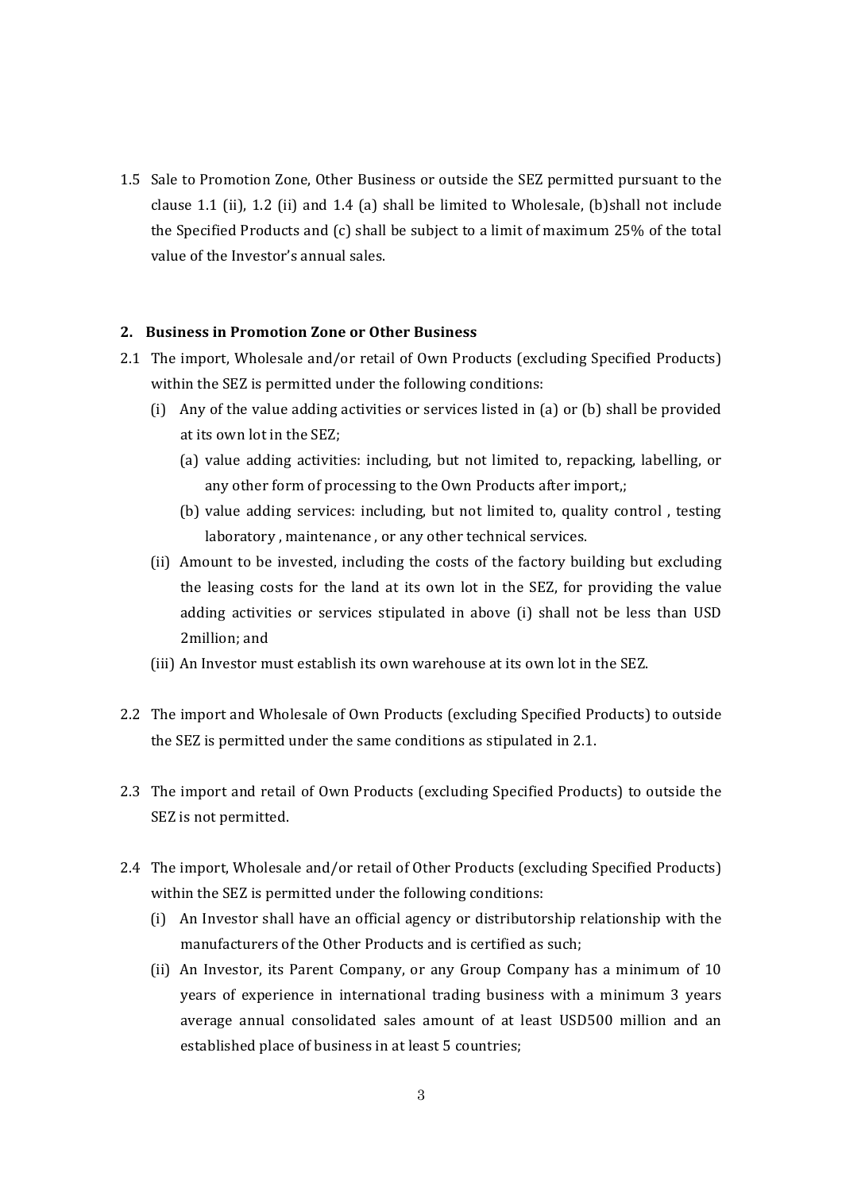1.5 Sale to Promotion Zone, Other Business or outside the SEZ permitted pursuant to the clause 1.1 (ii), 1.2 (ii) and 1.4 (a) shall be limited to Wholesale, (b)shall not include the Specified Products and (c) shall be subject to a limit of maximum 25% of the total value of the Investor's annual sales.

## 2. Business in Promotion Zone or Other Business

2.1 The import, Wholesale and/or retail of Own Products (excluding Specified Products) within the SEZ is permitted under the following conditions:

(i) Any of the value adding activities or services listed in (a) or (b) shall be provided at its own lot in the SEZ;

(a) value adding activities: including, but not limited to, repacking, labelling, or any other form of processing to the Own Products after import,;

(b) value adding services: including, but not limited to, quality control , testing laboratory , maintenance , or any other technical services.

(ii) Amount to be invested, including the costs of the factory building but excluding the leasing costs for the land at its own lot in the SEZ, for providing the value adding activities or services stipulated in above (i) shall not be less than USD 2million; and

(iii) An Investor must establish its own warehouse at its own lot in the SEZ.

2.2 The import and Wholesale of Own Products (excluding Specified Products) to outside the SEZ is permitted under the same conditions as stipulated in 2.1.

2.3 The import and retail of Own Products (excluding Specified Products) to outside the SEZ is not permitted.

2.4 The import, Wholesale and/or retail of Other Products (excluding Specified Products) within the SEZ is permitted under the following conditions:

(i) An Investor shall have an official agency or distributorship relationship with the manufacturers of the Other Products and is certified as such;

(ii) An Investor, its Parent Company, or any Group Company has a minimum of 10 years of experience in international trading business with a minimum 3 years average annual consolidated sales amount of at least USD500 million and an established place of business in at least 5 countries;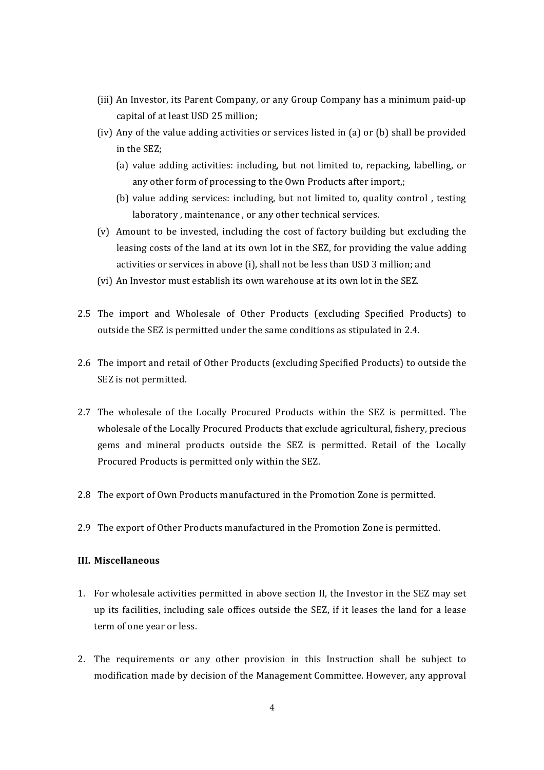- (iii) An Investor, its Parent Company, or any Group Company has a minimum paid-up capital of at least USD 25 million;
- (iv) Any of the value adding activities or services listed in (a) or (b) shall be provided in the SEZ;
  - (a) value adding activities: including, but not limited to, repacking, labelling, or any other form of processing to the Own Products after import,;
  - (b) value adding services: including, but not limited to, quality control , testing laboratory , maintenance , or any other technical services.
- (v) Amount to be invested, including the cost of factory building but excluding the leasing costs of the land at its own lot in the SEZ, for providing the value adding activities or services in above (i), shall not be less than USD 3 million; and
- (vi) An Investor must establish its own warehouse at its own lot in the SEZ.

2.5 The import and Wholesale of Other Products (excluding Specified Products) to outside the SEZ is permitted under the same conditions as stipulated in 2.4.

2.6 The import and retail of Other Products (excluding Specified Products) to outside the SEZ is not permitted.

2.7 The wholesale of the Locally Procured Products within the SEZ is permitted. The wholesale of the Locally Procured Products that exclude agricultural, fishery, precious gems and mineral products outside the SEZ is permitted. Retail of the Locally Procured Products is permitted only within the SEZ.

2.8 The export of Own Products manufactured in the Promotion Zone is permitted.

2.9 The export of Other Products manufactured in the Promotion Zone is permitted.

### III. Miscellaneous

1. For wholesale activities permitted in above section II, the Investor in the SEZ may set up its facilities, including sale offices outside the SEZ, if it leases the land for a lease term of one year or less.

2. The requirements or any other provision in this Instruction shall be subject to modification made by decision of the Management Committee. However, any approval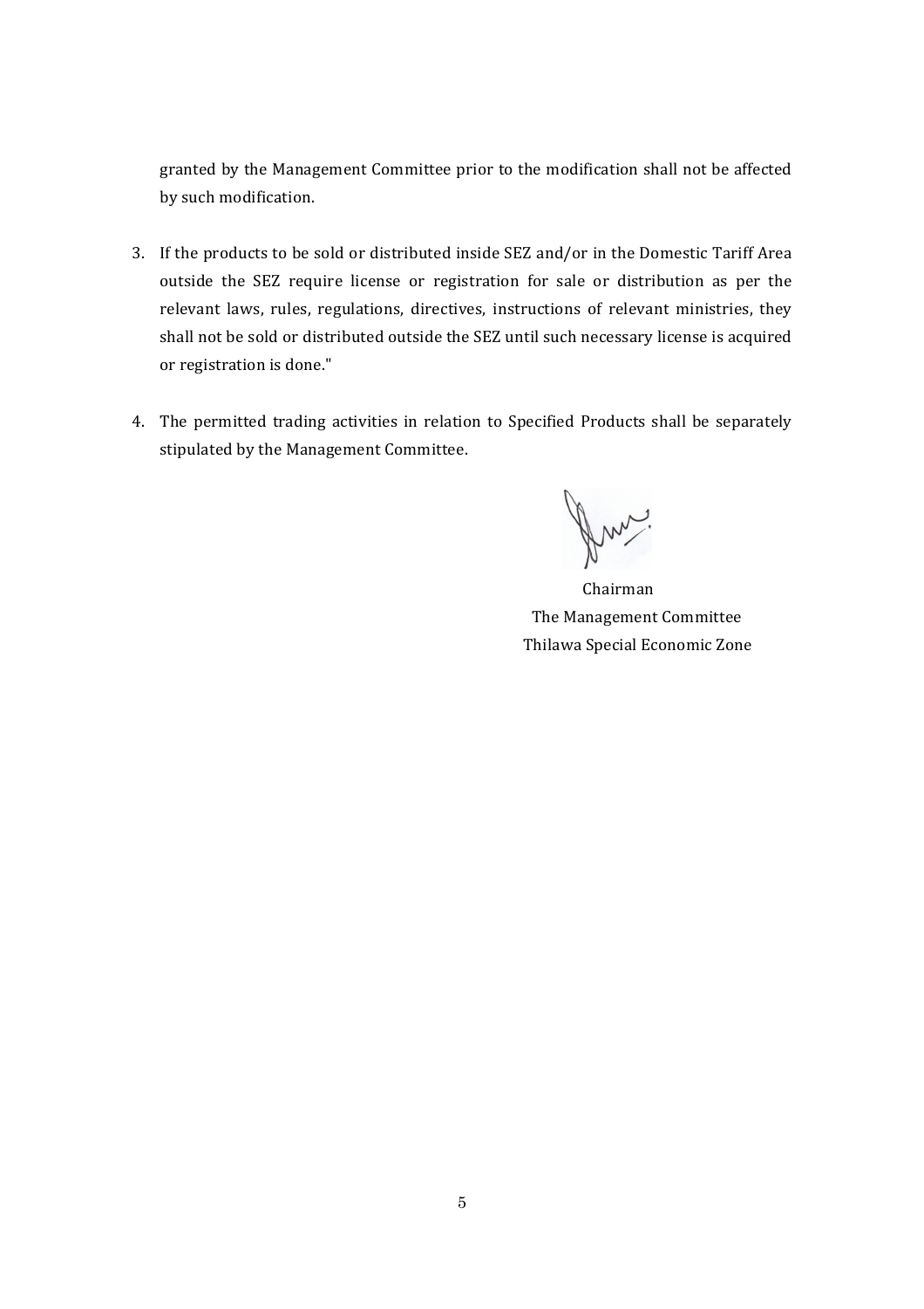granted by the Management Committee prior to the modification shall not be affected by such modification.

3. If the products to be sold or distributed inside SEZ and/or in the Domestic Tariff Area outside the SEZ require license or registration for sale or distribution as per the relevant laws, rules, regulations, directives, instructions of relevant ministries, they shall not be sold or distributed outside the SEZ until such necessary license is acquired or registration is done."

4. The permitted trading activities in relation to Specified Products shall be separately stipulated by the Management Committee.

Chairman
The Management Committee
Thilawa Special Economic Zone